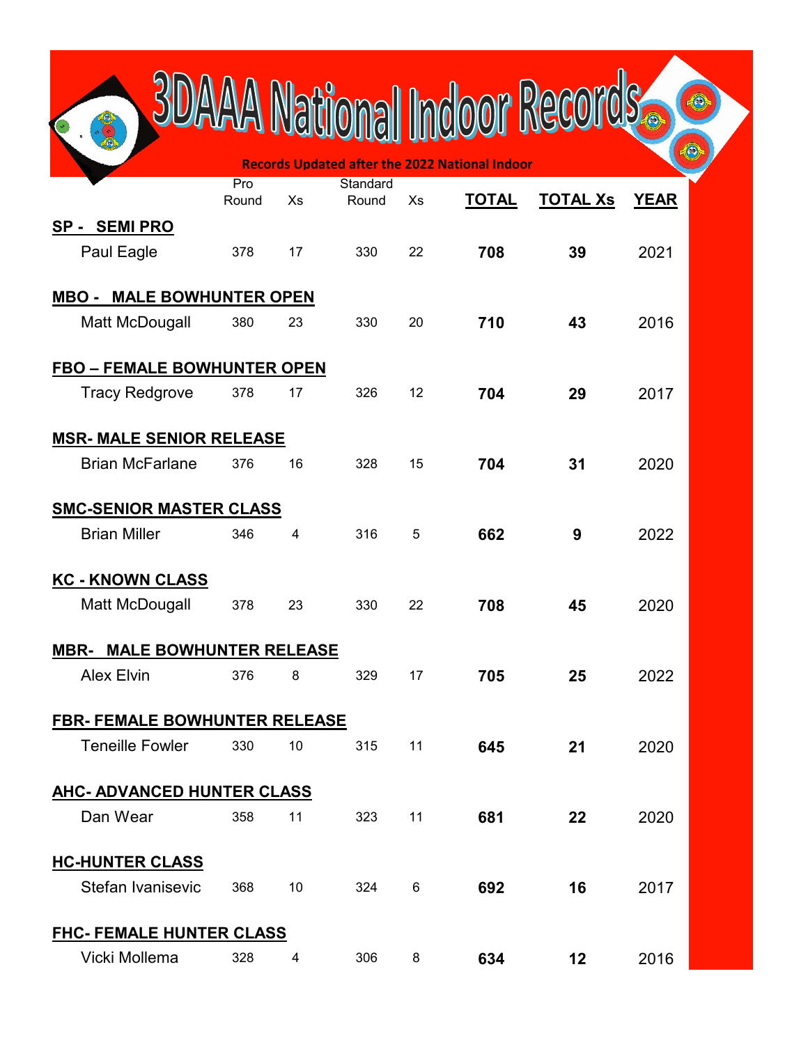# 3DAAA National Indoor Records

**Records Updated after the 2022 National Indoor**

| | Pro Round | Xs | Standard Round | Xs | TOTAL | TOTAL Xs | YEAR |
|---|---|---|---|---|---|---|---|
| **SP - SEMI PRO** | | | | | | | |
| Paul Eagle | 378 | 17 | 330 | 22 | **708** | **39** | 2021 |
| **MBO - MALE BOWHUNTER OPEN** | | | | | | | |
| Matt McDougall | 380 | 23 | 330 | 20 | **710** | **43** | 2016 |
| **FBO – FEMALE BOWHUNTER OPEN** | | | | | | | |
| Tracy Redgrove | 378 | 17 | 326 | 12 | **704** | **29** | 2017 |
| **MSR- MALE SENIOR RELEASE** | | | | | | | |
| Brian McFarlane | 376 | 16 | 328 | 15 | **704** | **31** | 2020 |
| **SMC-SENIOR MASTER CLASS** | | | | | | | |
| Brian Miller | 346 | 4 | 316 | 5 | **662** | **9** | 2022 |
| **KC - KNOWN CLASS** | | | | | | | |
| Matt McDougall | 378 | 23 | 330 | 22 | **708** | **45** | 2020 |
| **MBR- MALE BOWHUNTER RELEASE** | | | | | | | |
| Alex Elvin | 376 | 8 | 329 | 17 | **705** | **25** | 2022 |
| **FBR- FEMALE BOWHUNTER RELEASE** | | | | | | | |
| Teneille Fowler | 330 | 10 | 315 | 11 | **645** | **21** | 2020 |
| **AHC- ADVANCED HUNTER CLASS** | | | | | | | |
| Dan Wear | 358 | 11 | 323 | 11 | **681** | **22** | 2020 |
| **HC-HUNTER CLASS** | | | | | | | |
| Stefan Ivanisevic | 368 | 10 | 324 | 6 | **692** | **16** | 2017 |
| **FHC- FEMALE HUNTER CLASS** | | | | | | | |
| Vicki Mollema | 328 | 4 | 306 | 8 | **634** | **12** | 2016 |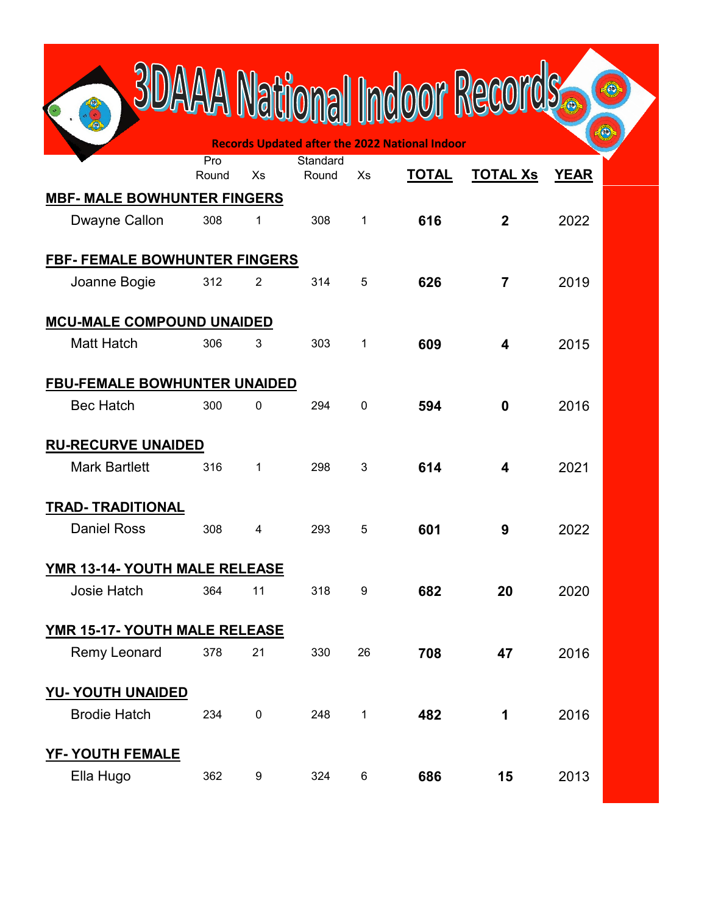# 3DAAA National Indoor Records

**Records Updated after the 2022 National Indoor**

| | Pro Round | Xs | Standard Round | Xs | **TOTAL** | **TOTAL Xs** | **YEAR** |
|---|---|---|---|---|---|---|---|
| **MBF- MALE BOWHUNTER FINGERS** | | | | | | | |
| Dwayne Callon | 308 | 1 | 308 | 1 | **616** | **2** | 2022 |
| **FBF- FEMALE BOWHUNTER FINGERS** | | | | | | | |
| Joanne Bogie | 312 | 2 | 314 | 5 | **626** | **7** | 2019 |
| **MCU-MALE COMPOUND UNAIDED** | | | | | | | |
| Matt Hatch | 306 | 3 | 303 | 1 | **609** | **4** | 2015 |
| **FBU-FEMALE BOWHUNTER UNAIDED** | | | | | | | |
| Bec Hatch | 300 | 0 | 294 | 0 | **594** | **0** | 2016 |
| **RU-RECURVE UNAIDED** | | | | | | | |
| Mark Bartlett | 316 | 1 | 298 | 3 | **614** | **4** | 2021 |
| **TRAD- TRADITIONAL** | | | | | | | |
| Daniel Ross | 308 | 4 | 293 | 5 | **601** | **9** | 2022 |
| **YMR 13-14- YOUTH MALE RELEASE** | | | | | | | |
| Josie Hatch | 364 | 11 | 318 | 9 | **682** | **20** | 2020 |
| **YMR 15-17- YOUTH MALE RELEASE** | | | | | | | |
| Remy Leonard | 378 | 21 | 330 | 26 | **708** | **47** | 2016 |
| **YU- YOUTH UNAIDED** | | | | | | | |
| Brodie Hatch | 234 | 0 | 248 | 1 | **482** | **1** | 2016 |
| **YF- YOUTH FEMALE** | | | | | | | |
| Ella Hugo | 362 | 9 | 324 | 6 | **686** | **15** | 2013 |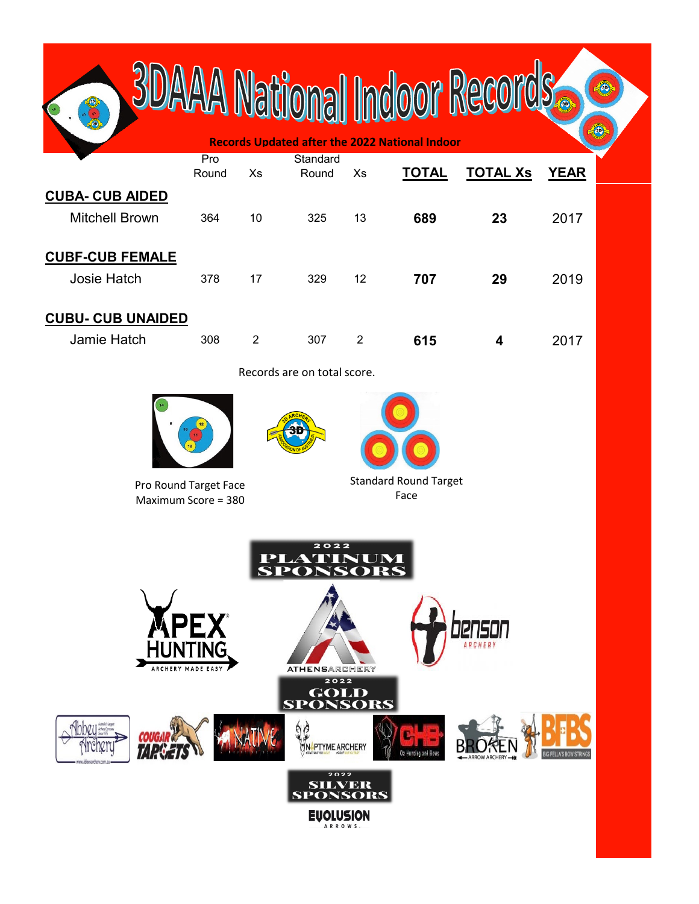# 3DAAA National Indoor Records

**Records Updated after the 2022 National Indoor**

| | Pro Round | Xs | Standard Round | Xs | **TOTAL** | **TOTAL Xs** | **YEAR** |
|---|---|---|---|---|---|---|---|
| **CUBA- CUB AIDED** | | | | | | | |
| Mitchell Brown | 364 | 10 | 325 | 13 | **689** | **23** | 2017 |
| **CUBF-CUB FEMALE** | | | | | | | |
| Josie Hatch | 378 | 17 | 329 | 12 | **707** | **29** | 2019 |
| **CUBU- CUB UNAIDED** | | | | | | | |
| Jamie Hatch | 308 | 2 | 307 | 2 | **615** | **4** | 2017 |

Records are on total score.

Pro Round Target Face
Maximum Score = 380

Standard Round Target Face

2022 PLATINUM SPONSORS

APEX HUNTING — ARCHERY MADE EASY

ATHENS ARCHERY

benson ARCHERY

2022 GOLD SPONSORS

Abbey Archery

COUGAR TARGETS

NATIVE

NAPTYME ARCHERY

OHB Oz Hunting and Bows

BROKEN ARROW ARCHERY

BFBS BIG FELLA'S BOW STRINGS

2022 SILVER SPONSORS

EVOLUSION ARROWS